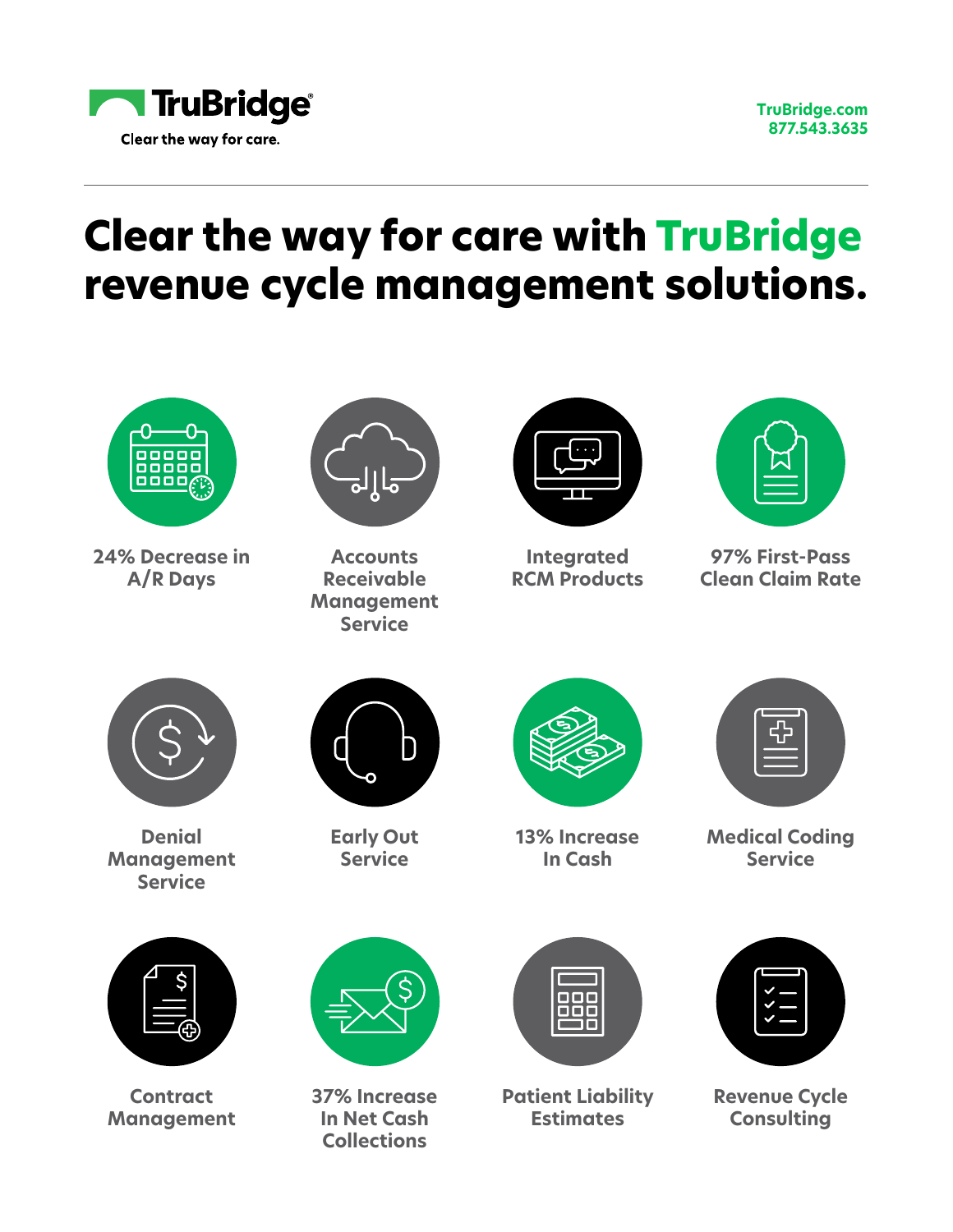TruBridge®

Clear the way for care.

TruBridge.com
877.543.3635

# Clear the way for care with TruBridge revenue cycle management solutions.

- 24% Decrease in A/R Days
- Accounts Receivable Management Service
- Integrated RCM Products
- 97% First-Pass Clean Claim Rate
- Denial Management Service
- Early Out Service
- 13% Increase In Cash
- Medical Coding Service
- Contract Management
- 37% Increase In Net Cash Collections
- Patient Liability Estimates
- Revenue Cycle Consulting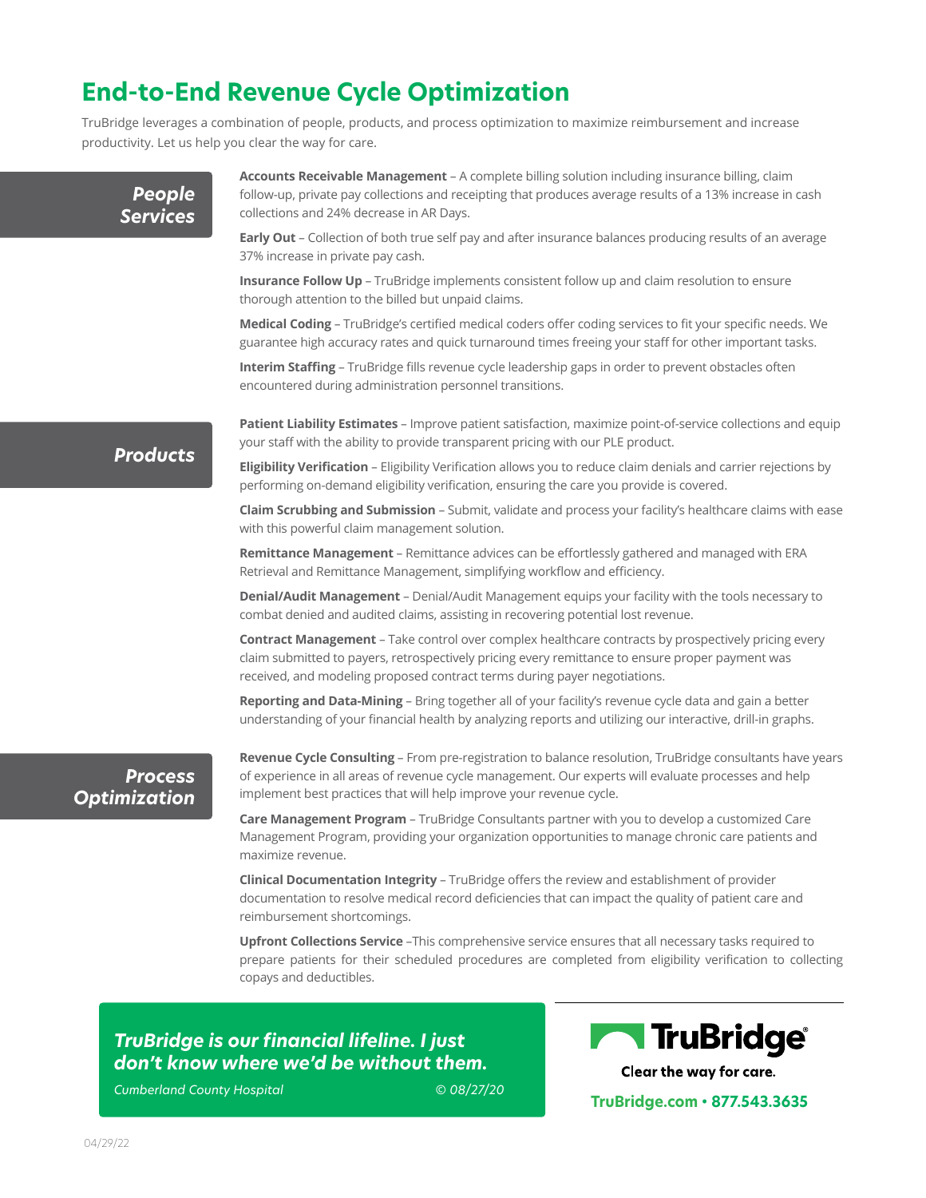# End-to-End Revenue Cycle Optimization

TruBridge leverages a combination of people, products, and process optimization to maximize reimbursement and increase productivity. Let us help you clear the way for care.

## *People Services*

**Accounts Receivable Management** – A complete billing solution including insurance billing, claim follow-up, private pay collections and receipting that produces average results of a 13% increase in cash collections and 24% decrease in AR Days.

**Early Out** – Collection of both true self pay and after insurance balances producing results of an average 37% increase in private pay cash.

**Insurance Follow Up** – TruBridge implements consistent follow up and claim resolution to ensure thorough attention to the billed but unpaid claims.

**Medical Coding** – TruBridge's certified medical coders offer coding services to fit your specific needs. We guarantee high accuracy rates and quick turnaround times freeing your staff for other important tasks.

**Interim Staffing** – TruBridge fills revenue cycle leadership gaps in order to prevent obstacles often encountered during administration personnel transitions.

## *Products*

**Patient Liability Estimates** – Improve patient satisfaction, maximize point-of-service collections and equip your staff with the ability to provide transparent pricing with our PLE product.

**Eligibility Verification** – Eligibility Verification allows you to reduce claim denials and carrier rejections by performing on-demand eligibility verification, ensuring the care you provide is covered.

**Claim Scrubbing and Submission** – Submit, validate and process your facility's healthcare claims with ease with this powerful claim management solution.

**Remittance Management** – Remittance advices can be effortlessly gathered and managed with ERA Retrieval and Remittance Management, simplifying workflow and efficiency.

**Denial/Audit Management** – Denial/Audit Management equips your facility with the tools necessary to combat denied and audited claims, assisting in recovering potential lost revenue.

**Contract Management** – Take control over complex healthcare contracts by prospectively pricing every claim submitted to payers, retrospectively pricing every remittance to ensure proper payment was received, and modeling proposed contract terms during payer negotiations.

**Reporting and Data-Mining** – Bring together all of your facility's revenue cycle data and gain a better understanding of your financial health by analyzing reports and utilizing our interactive, drill-in graphs.

## *Process Optimization*

**Revenue Cycle Consulting** – From pre-registration to balance resolution, TruBridge consultants have years of experience in all areas of revenue cycle management. Our experts will evaluate processes and help implement best practices that will help improve your revenue cycle.

**Care Management Program** – TruBridge Consultants partner with you to develop a customized Care Management Program, providing your organization opportunities to manage chronic care patients and maximize revenue.

**Clinical Documentation Integrity** – TruBridge offers the review and establishment of provider documentation to resolve medical record deficiencies that can impact the quality of patient care and reimbursement shortcomings.

**Upfront Collections Service** –This comprehensive service ensures that all necessary tasks required to prepare patients for their scheduled procedures are completed from eligibility verification to collecting copays and deductibles.

***TruBridge is our financial lifeline. I just don't know where we'd be without them.***

*Cumberland County Hospital* *© 08/27/20*

TruBridge®

Clear the way for care.

TruBridge.com • 877.543.3635

04/29/22